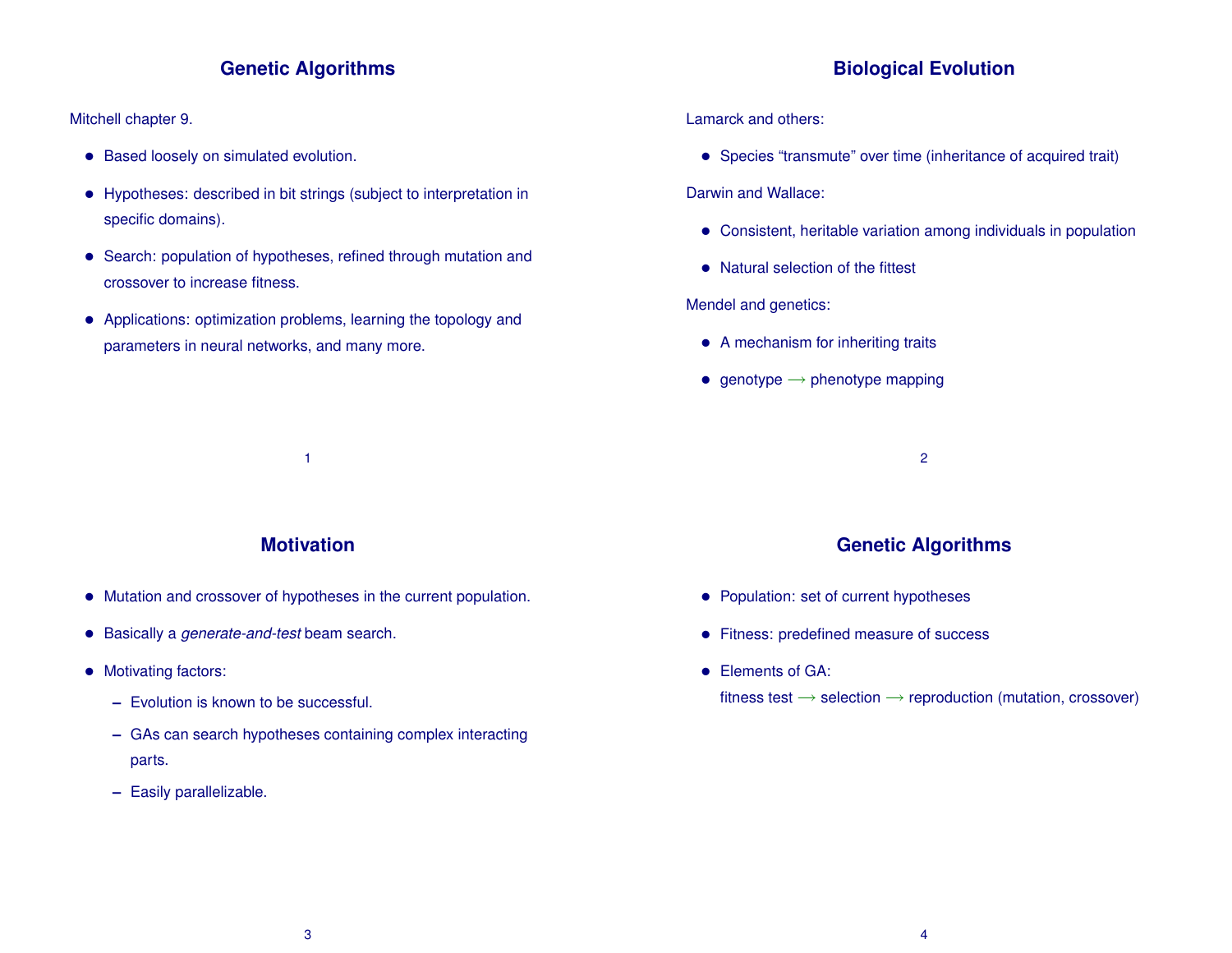## Genetic Algorithms

Mitchell chapter 9.

- Based loosely on simulated evolution.
- Hypotheses: described in bit strings (subject to interpretation in specific domains).
- Search: population of hypotheses, refined through mutation and crossover to increase fitness.
- Applications: optimization problems, learning the topology and parameters in neural networks, and many more.

## Biological Evolution

Lamarck and others:

- Species "transmute" over time (inheritance of acquired trait)

Darwin and Wallace:

- Consistent, heritable variation among individuals in population
- Natural selection of the fittest

Mendel and genetics:

- A mechanism for inheriting traits
- genotype $\longrightarrow$ phenotype mapping

## Motivation

- Mutation and crossover of hypotheses in the current population.
- Basically a *generate-and-test* beam search.
- Motivating factors:
  - Evolution is known to be successful.
  - GAs can search hypotheses containing complex interacting parts.
  - Easily parallelizable.

## Genetic Algorithms

- Population: set of current hypotheses
- Fitness: predefined measure of success
- Elements of GA:
  fitness test $\longrightarrow$ selection $\longrightarrow$ reproduction (mutation, crossover)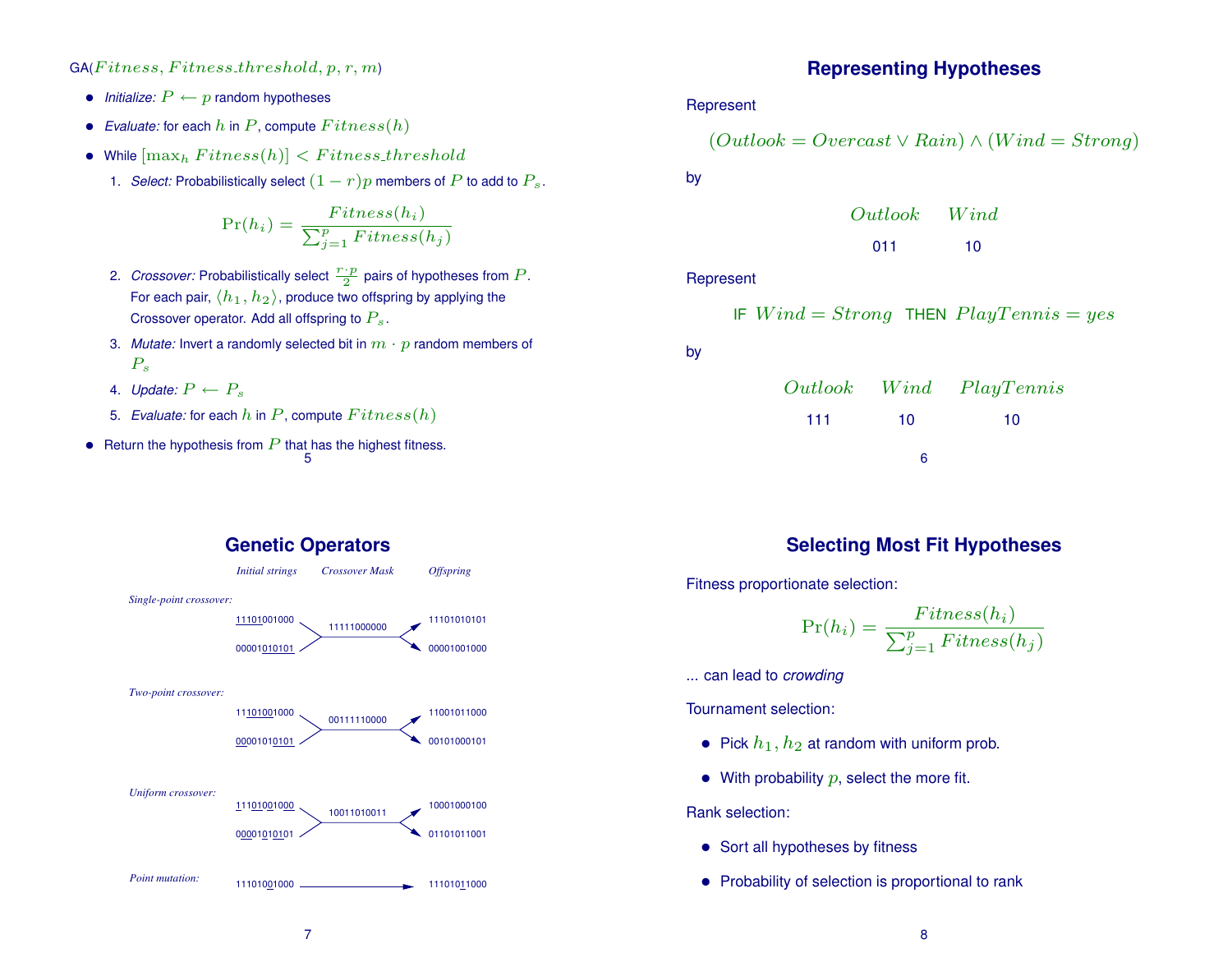GA($Fitness, Fitness\_threshold, p, r, m$)

- *Initialize:* $P \leftarrow p$ random hypotheses
- *Evaluate:* for each $h$ in $P$, compute $Fitness(h)$
- While $[\max_h Fitness(h)] < Fitness\_threshold$
  1. *Select:* Probabilistically select $(1-r)p$ members of $P$ to add to $P_s$.

     $$\Pr(h_i) = \frac{Fitness(h_i)}{\sum_{j=1}^{p} Fitness(h_j)}$$

  2. *Crossover:* Probabilistically select $\frac{r \cdot p}{2}$ pairs of hypotheses from $P$. For each pair, $\langle h_1, h_2 \rangle$, produce two offspring by applying the Crossover operator. Add all offspring to $P_s$.
  3. *Mutate:* Invert a randomly selected bit in $m \cdot p$ random members of $P_s$
  4. *Update:* $P \leftarrow P_s$
  5. *Evaluate:* for each $h$ in $P$, compute $Fitness(h)$
- Return the hypothesis from $P$ that has the highest fitness.

## Representing Hypotheses

Represent

$$(Outlook = Overcast \vee Rain) \wedge (Wind = Strong)$$

by

| $Outlook$ | $Wind$ |
|---|---|
| 011 | 10 |

Represent

IF $Wind = Strong$ THEN $PlayTennis = yes$

by

| $Outlook$ | $Wind$ | $PlayTennis$ |
|---|---|---|
| 111 | 10 | 10 |

## Genetic Operators

| | Initial strings | Crossover Mask | Offspring |
|---|---|---|---|
| *Single-point crossover:* | 11101001000 / 00001010101 | 11111000000 | 11101010101 / 00001001000 |
| *Two-point crossover:* | 11101001000 / 00001010101 | 00111110000 | 11001011000 / 00101000101 |
| *Uniform crossover:* | 11101001000 / 00001010101 | 10011010011 | 10001000100 / 01101011001 |
| *Point mutation:* | 11101001000 | | 11101011000 |

## Selecting Most Fit Hypotheses

Fitness proportionate selection:

$$\Pr(h_i) = \frac{Fitness(h_i)}{\sum_{j=1}^{p} Fitness(h_j)}$$

... can lead to *crowding*

Tournament selection:

- Pick $h_1, h_2$ at random with uniform prob.
- With probability $p$, select the more fit.

Rank selection:

- Sort all hypotheses by fitness
- Probability of selection is proportional to rank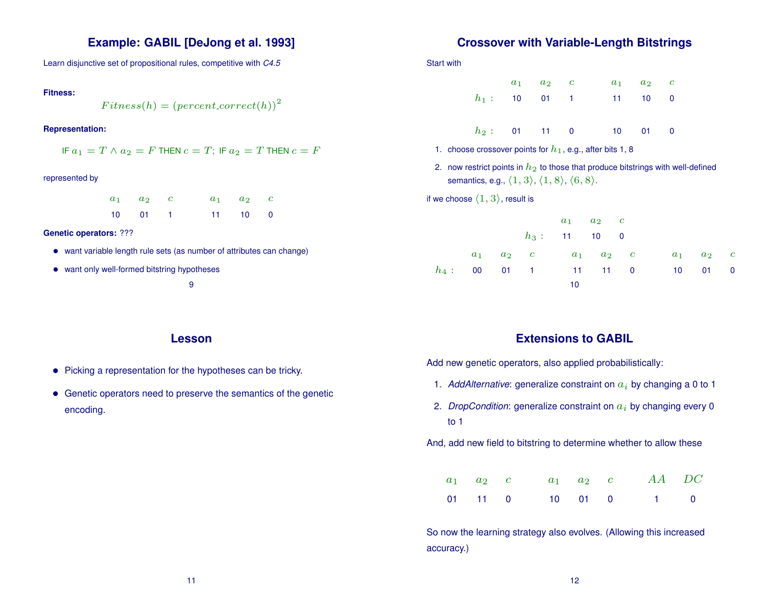## Example: GABIL [DeJong et al. 1993]

Learn disjunctive set of propositional rules, competitive with *C4.5*

**Fitness:**

$$Fitness(h) = (percent\_correct(h))^2$$

**Representation:**

IF $a_1 = T \wedge a_2 = F$ THEN $c = T$; IF $a_2 = T$ THEN $c = F$

represented by

| $a_1$ | $a_2$ | $c$ | $a_1$ | $a_2$ | $c$ |
|---|---|---|---|---|---|
| 10 | 01 | 1 | 11 | 10 | 0 |

**Genetic operators:** ???

- want variable length rule sets (as number of attributes can change)
- want only well-formed bitstring hypotheses

## Crossover with Variable-Length Bitstrings

Start with

| | $a_1$ | $a_2$ | $c$ | $a_1$ | $a_2$ | $c$ |
|---|---|---|---|---|---|---|
| $h_1$ : | 10 | 01 | 1 | 11 | 10 | 0 |
| $h_2$ : | 01 | 11 | 0 | 10 | 01 | 0 |

1. choose crossover points for $h_1$, e.g., after bits 1, 8
2. now restrict points in $h_2$ to those that produce bitstrings with well-defined semantics, e.g., $\langle 1, 3\rangle$, $\langle 1, 8\rangle$, $\langle 6, 8\rangle$.

if we choose $\langle 1, 3\rangle$, result is

| | $a_1$ | $a_2$ | $c$ |
|---|---|---|---|
| $h_3$ : | 11 | 10 | 0 |

| | $a_1$ | $a_2$ | $c$ | $a_1$ | $a_2$ | $c$ | $a_1$ | $a_2$ | $c$ |
|---|---|---|---|---|---|---|---|---|---|
| $h_4$ : | 00 | 01 | 1 | 11 | 11 | 0 | 10 | 01 | 0 |

10

## Lesson

- Picking a representation for the hypotheses can be tricky.
- Genetic operators need to preserve the semantics of the genetic encoding.

## Extensions to GABIL

Add new genetic operators, also applied probabilistically:

1. *AddAlternative*: generalize constraint on $a_i$ by changing a 0 to 1
2. *DropCondition*: generalize constraint on $a_i$ by changing every 0 to 1

And, add new field to bitstring to determine whether to allow these

| $a_1$ | $a_2$ | $c$ | $a_1$ | $a_2$ | $c$ | $AA$ | $DC$ |
|---|---|---|---|---|---|---|---|
| 01 | 11 | 0 | 10 | 01 | 0 | 1 | 0 |

So now the learning strategy also evolves. (Allowing this increased accuracy.)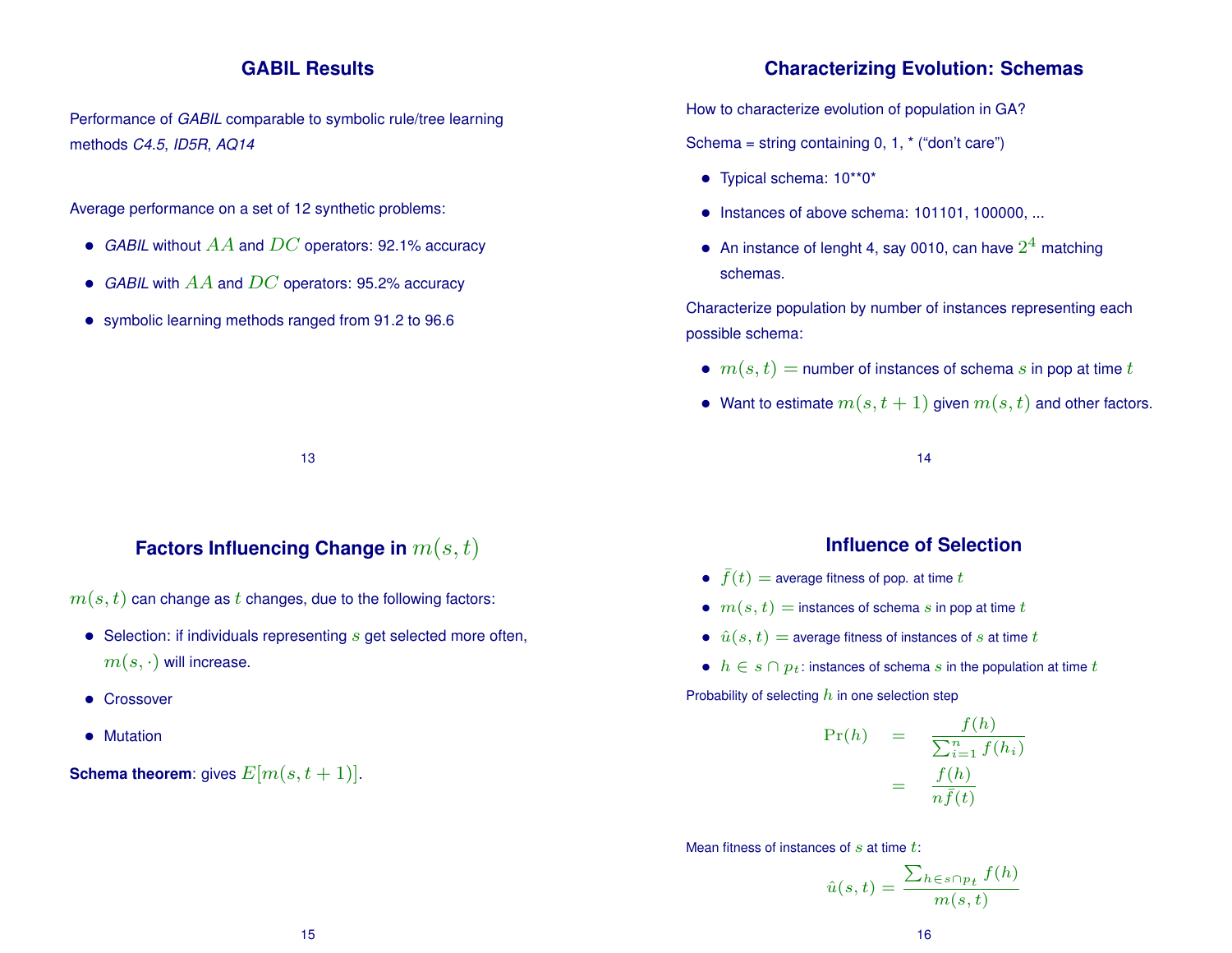## GABIL Results

Performance of *GABIL* comparable to symbolic rule/tree learning methods *C4.5*, *ID5R*, *AQ14*

Average performance on a set of 12 synthetic problems:

- *GABIL* without $AA$ and $DC$ operators: 92.1% accuracy
- *GABIL* with $AA$ and $DC$ operators: 95.2% accuracy
- symbolic learning methods ranged from 91.2 to 96.6

## Characterizing Evolution: Schemas

How to characterize evolution of population in GA?

Schema = string containing 0, 1, * (“don't care”)

- Typical schema: 10**0*
- Instances of above schema: 101101, 100000, ...
- An instance of lenght 4, say 0010, can have $2^4$ matching schemas.

Characterize population by number of instances representing each possible schema:

- $m(s, t) =$ number of instances of schema $s$ in pop at time $t$
- Want to estimate $m(s, t + 1)$ given $m(s, t)$ and other factors.

## Factors Influencing Change in $m(s, t)$

$m(s, t)$ can change as $t$ changes, due to the following factors:

- Selection: if individuals representing $s$ get selected more often, $m(s, \cdot)$ will increase.
- Crossover
- Mutation

**Schema theorem**: gives $E[m(s, t + 1)]$.

## Influence of Selection

- $\bar{f}(t) =$ average fitness of pop. at time $t$
- $m(s, t) =$ instances of schema $s$ in pop at time $t$
- $\hat{u}(s, t) =$ average fitness of instances of $s$ at time $t$
- $h \in s \cap p_t$: instances of schema $s$ in the population at time $t$

Probability of selecting $h$ in one selection step

$$\begin{aligned} \Pr(h) &= \frac{f(h)}{\sum_{i=1}^{n} f(h_i)} \\ &= \frac{f(h)}{n\bar{f}(t)} \end{aligned}$$

Mean fitness of instances of $s$ at time $t$:

$$\hat{u}(s, t) = \frac{\sum_{h \in s \cap p_t} f(h)}{m(s, t)}$$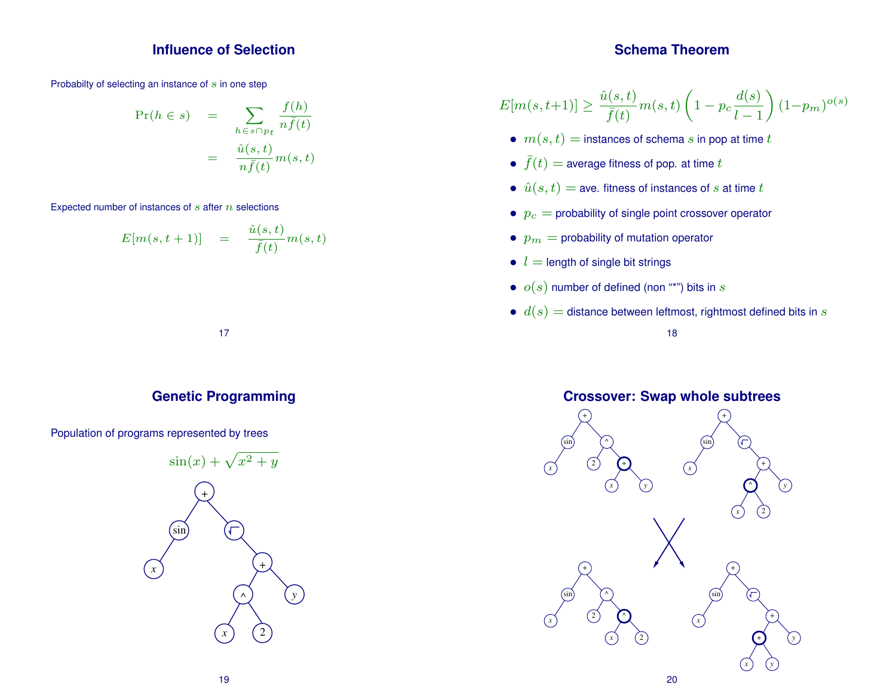## Influence of Selection

Probabilty of selecting an instance of $s$ in one step

$$\Pr(h \in s) = \sum_{h \in s \cap p_t} \frac{f(h)}{n\bar{f}(t)} = \frac{\hat{u}(s,t)}{n\bar{f}(t)} m(s,t)$$

Expected number of instances of $s$ after $n$ selections

$$E[m(s,t+1)] = \frac{\hat{u}(s,t)}{\bar{f}(t)} m(s,t)$$

## Schema Theorem

$$E[m(s,t+1)] \geq \frac{\hat{u}(s,t)}{\bar{f}(t)} m(s,t) \left(1 - p_c \frac{d(s)}{l-1}\right) (1-p_m)^{o(s)}$$

- $m(s,t) =$ instances of schema $s$ in pop at time $t$
- $\bar{f}(t) =$ average fitness of pop. at time $t$
- $\hat{u}(s,t) =$ ave. fitness of instances of $s$ at time $t$
- $p_c =$ probability of single point crossover operator
- $p_m =$ probability of mutation operator
- $l =$ length of single bit strings
- $o(s)$ number of defined (non "*") bits in $s$
- $d(s) =$ distance between leftmost, rightmost defined bits in $s$

## Genetic Programming

Population of programs represented by trees

$$\sin(x) + \sqrt{x^2 + y}$$

## Crossover: Swap whole subtrees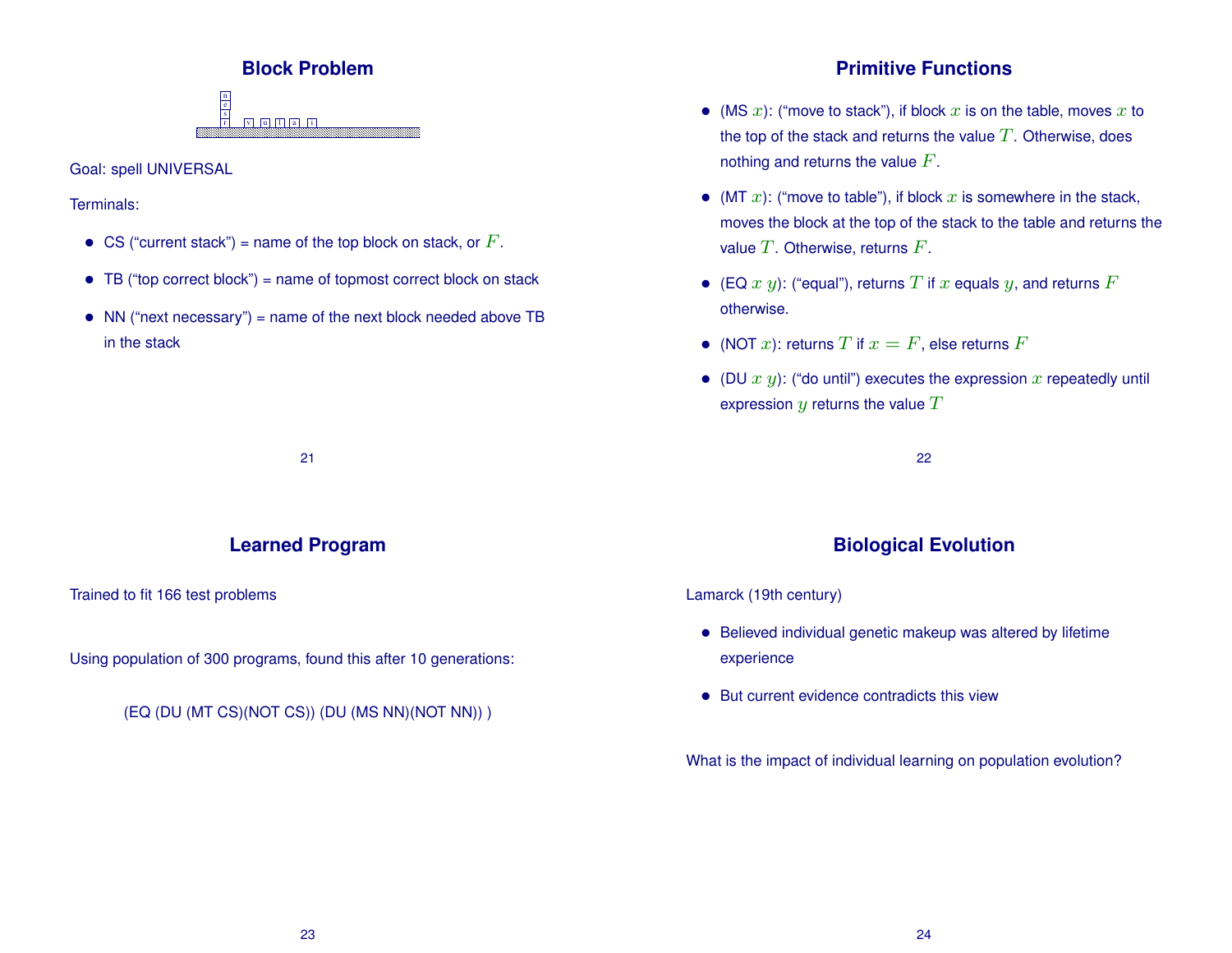## Block Problem

n
e
s
r v u l a i

Goal: spell UNIVERSAL

Terminals:

- CS ("current stack") = name of the top block on stack, or $F$.
- TB ("top correct block") = name of topmost correct block on stack
- NN ("next necessary") = name of the next block needed above TB in the stack

## Primitive Functions

- (MS $x$): ("move to stack"), if block $x$ is on the table, moves $x$ to the top of the stack and returns the value $T$. Otherwise, does nothing and returns the value $F$.
- (MT $x$): ("move to table"), if block $x$ is somewhere in the stack, moves the block at the top of the stack to the table and returns the value $T$. Otherwise, returns $F$.
- (EQ $x$ $y$): ("equal"), returns $T$ if $x$ equals $y$, and returns $F$ otherwise.
- (NOT $x$): returns $T$ if $x = F$, else returns $F$
- (DU $x$ $y$): ("do until") executes the expression $x$ repeatedly until expression $y$ returns the value $T$

## Learned Program

Trained to fit 166 test problems

Using population of 300 programs, found this after 10 generations:

```
(EQ (DU (MT CS)(NOT CS)) (DU (MS NN)(NOT NN)) )
```

## Biological Evolution

Lamarck (19th century)

- Believed individual genetic makeup was altered by lifetime experience
- But current evidence contradicts this view

What is the impact of individual learning on population evolution?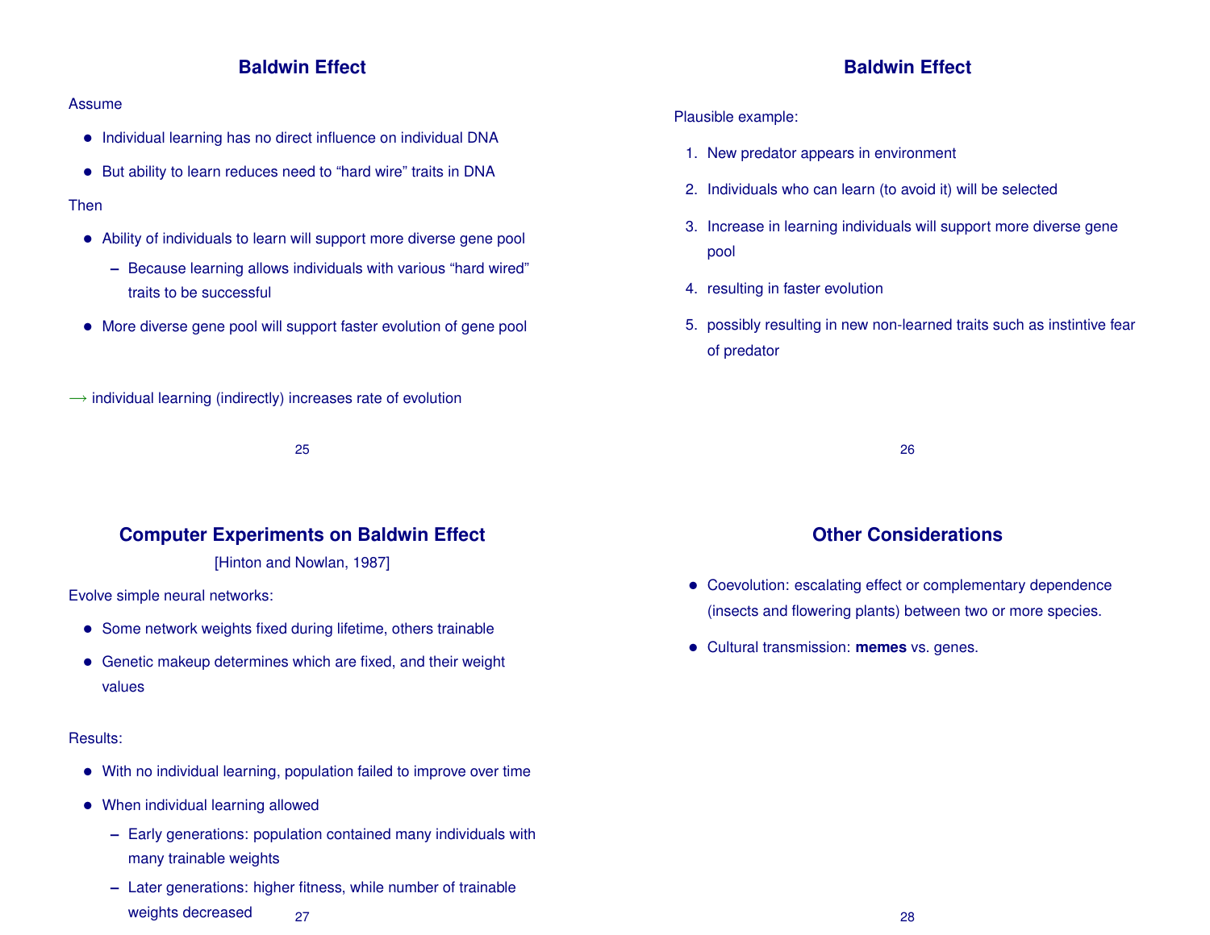## Baldwin Effect

Assume

- Individual learning has no direct influence on individual DNA
- But ability to learn reduces need to "hard wire" traits in DNA

Then

- Ability of individuals to learn will support more diverse gene pool
  - Because learning allows individuals with various "hard wired" traits to be successful
- More diverse gene pool will support faster evolution of gene pool

$\longrightarrow$ individual learning (indirectly) increases rate of evolution

## Baldwin Effect

Plausible example:

1. New predator appears in environment
2. Individuals who can learn (to avoid it) will be selected
3. Increase in learning individuals will support more diverse gene pool
4. resulting in faster evolution
5. possibly resulting in new non-learned traits such as instintive fear of predator

## Computer Experiments on Baldwin Effect

[Hinton and Nowlan, 1987]

Evolve simple neural networks:

- Some network weights fixed during lifetime, others trainable
- Genetic makeup determines which are fixed, and their weight values

Results:

- With no individual learning, population failed to improve over time
- When individual learning allowed
  - Early generations: population contained many individuals with many trainable weights
  - Later generations: higher fitness, while number of trainable weights decreased

## Other Considerations

- Coevolution: escalating effect or complementary dependence (insects and flowering plants) between two or more species.
- Cultural transmission: **memes** vs. genes.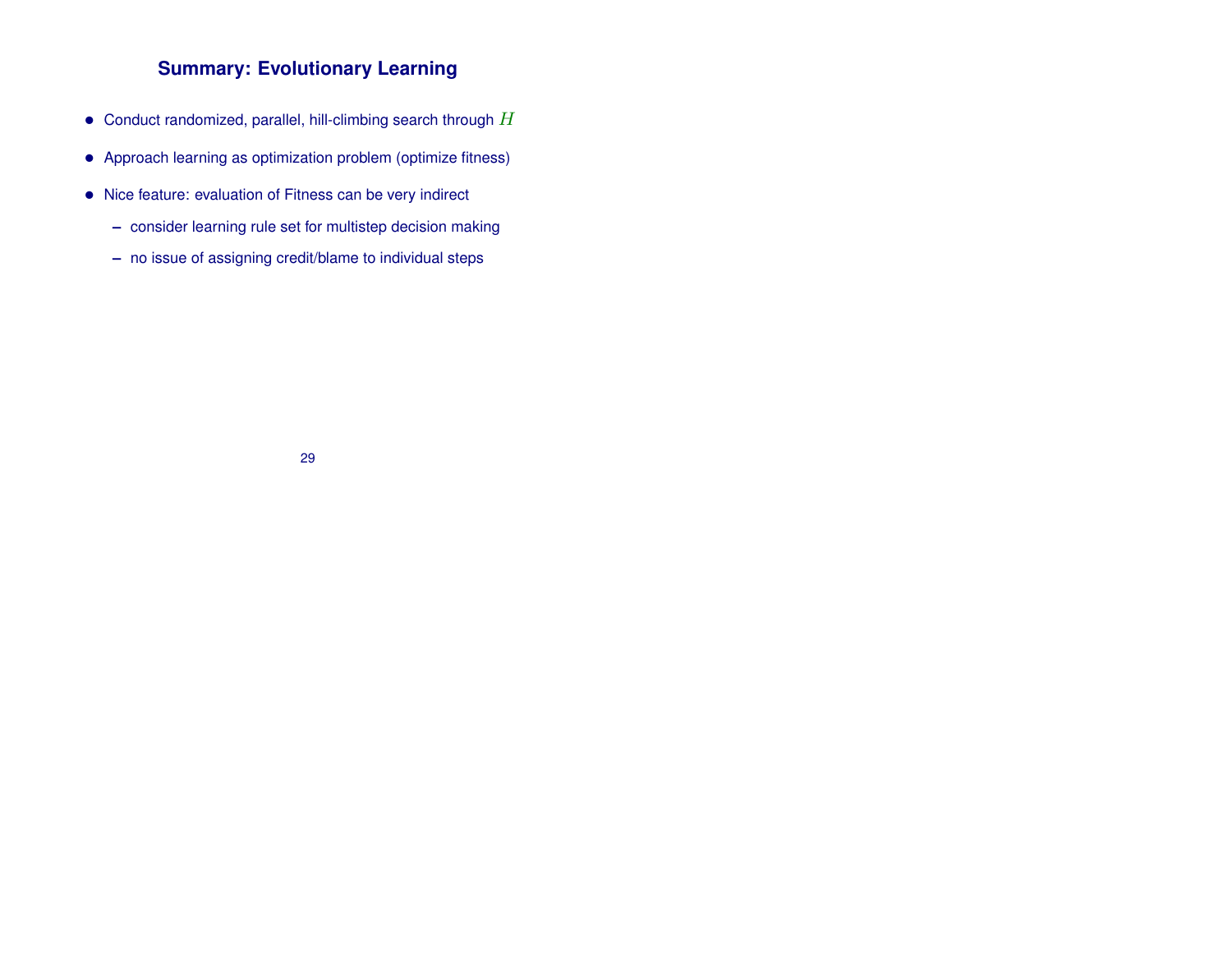## Summary: Evolutionary Learning

- Conduct randomized, parallel, hill-climbing search through $H$
- Approach learning as optimization problem (optimize fitness)
- Nice feature: evaluation of Fitness can be very indirect
  - consider learning rule set for multistep decision making
  - no issue of assigning credit/blame to individual steps